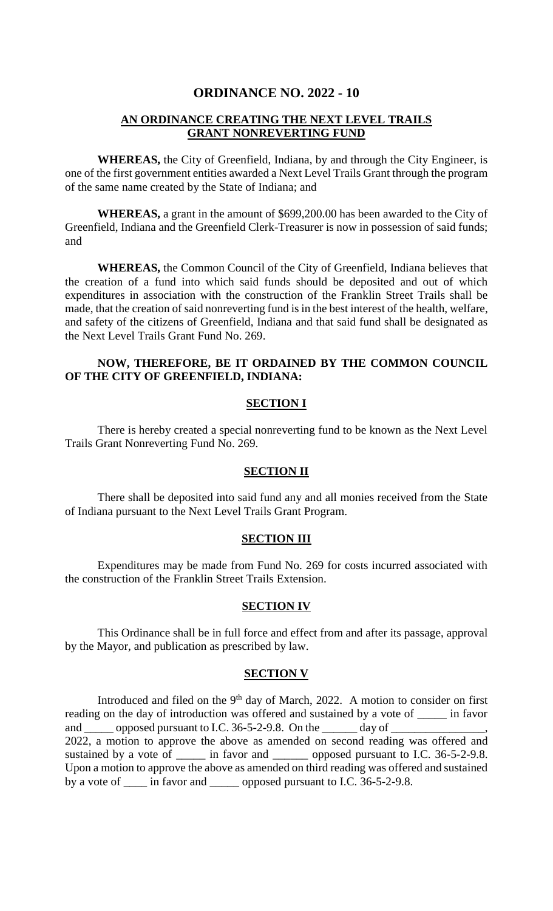# ORDINANCE NO. 2022 - 10

## AN ORDINANCE CREATING THE NEXT LEVEL TRAILS GRANT NONREVERTING FUND

**WHEREAS,** the City of Greenfield, Indiana, by and through the City Engineer, is one of the first government entities awarded a Next Level Trails Grant through the program of the same name created by the State of Indiana; and

**WHEREAS,** a grant in the amount of $699,200.00 has been awarded to the City of Greenfield, Indiana and the Greenfield Clerk-Treasurer is now in possession of said funds; and

**WHEREAS,** the Common Council of the City of Greenfield, Indiana believes that the creation of a fund into which said funds should be deposited and out of which expenditures in association with the construction of the Franklin Street Trails shall be made, that the creation of said nonreverting fund is in the best interest of the health, welfare, and safety of the citizens of Greenfield, Indiana and that said fund shall be designated as the Next Level Trails Grant Fund No. 269.

**NOW, THEREFORE, BE IT ORDAINED BY THE COMMON COUNCIL OF THE CITY OF GREENFIELD, INDIANA:**

### SECTION I

There is hereby created a special nonreverting fund to be known as the Next Level Trails Grant Nonreverting Fund No. 269.

### SECTION II

There shall be deposited into said fund any and all monies received from the State of Indiana pursuant to the Next Level Trails Grant Program.

### SECTION III

Expenditures may be made from Fund No. 269 for costs incurred associated with the construction of the Franklin Street Trails Extension.

### SECTION IV

This Ordinance shall be in full force and effect from and after its passage, approval by the Mayor, and publication as prescribed by law.

### SECTION V

Introduced and filed on the 9th day of March, 2022. A motion to consider on first reading on the day of introduction was offered and sustained by a vote of _____ in favor and _____ opposed pursuant to I.C. 36-5-2-9.8. On the ______ day of ________________, 2022, a motion to approve the above as amended on second reading was offered and sustained by a vote of _____ in favor and ______ opposed pursuant to I.C. 36-5-2-9.8. Upon a motion to approve the above as amended on third reading was offered and sustained by a vote of ____ in favor and _____ opposed pursuant to I.C. 36-5-2-9.8.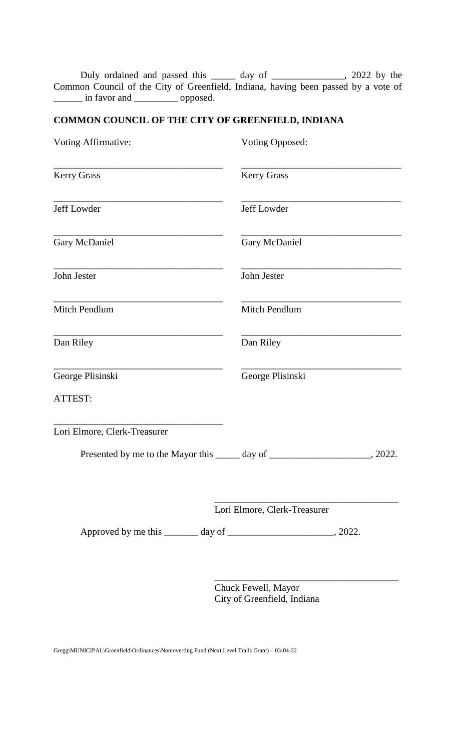Duly ordained and passed this _____ day of _______________, 2022 by the Common Council of the City of Greenfield, Indiana, having been passed by a vote of ______ in favor and _________ opposed.

**COMMON COUNCIL OF THE CITY OF GREENFIELD, INDIANA**

| Voting Affirmative: | Voting Opposed: |
|---|---|
| ___________________________________ | ___________________________________ |
| Kerry Grass | Kerry Grass |
| ___________________________________ | ___________________________________ |
| Jeff Lowder | Jeff Lowder |
| ___________________________________ | ___________________________________ |
| Gary McDaniel | Gary McDaniel |
| ___________________________________ | ___________________________________ |
| John Jester | John Jester |
| ___________________________________ | ___________________________________ |
| Mitch Pendlum | Mitch Pendlum |
| ___________________________________ | ___________________________________ |
| Dan Riley | Dan Riley |
| ___________________________________ | ___________________________________ |
| George Plisinski | George Plisinski |

ATTEST:

___________________________________
Lori Elmore, Clerk-Treasurer

Presented by me to the Mayor this _____ day of _____________________, 2022.

_____________________________________
Lori Elmore, Clerk-Treasurer

Approved by me this _______ day of ______________________, 2022.

_____________________________________
Chuck Fewell, Mayor
City of Greenfield, Indiana

Gregg\MUNICIPAL\Greenfield\Ordinances\Nonreverting Fund (Next Level Trails Grant) – 03-04-22